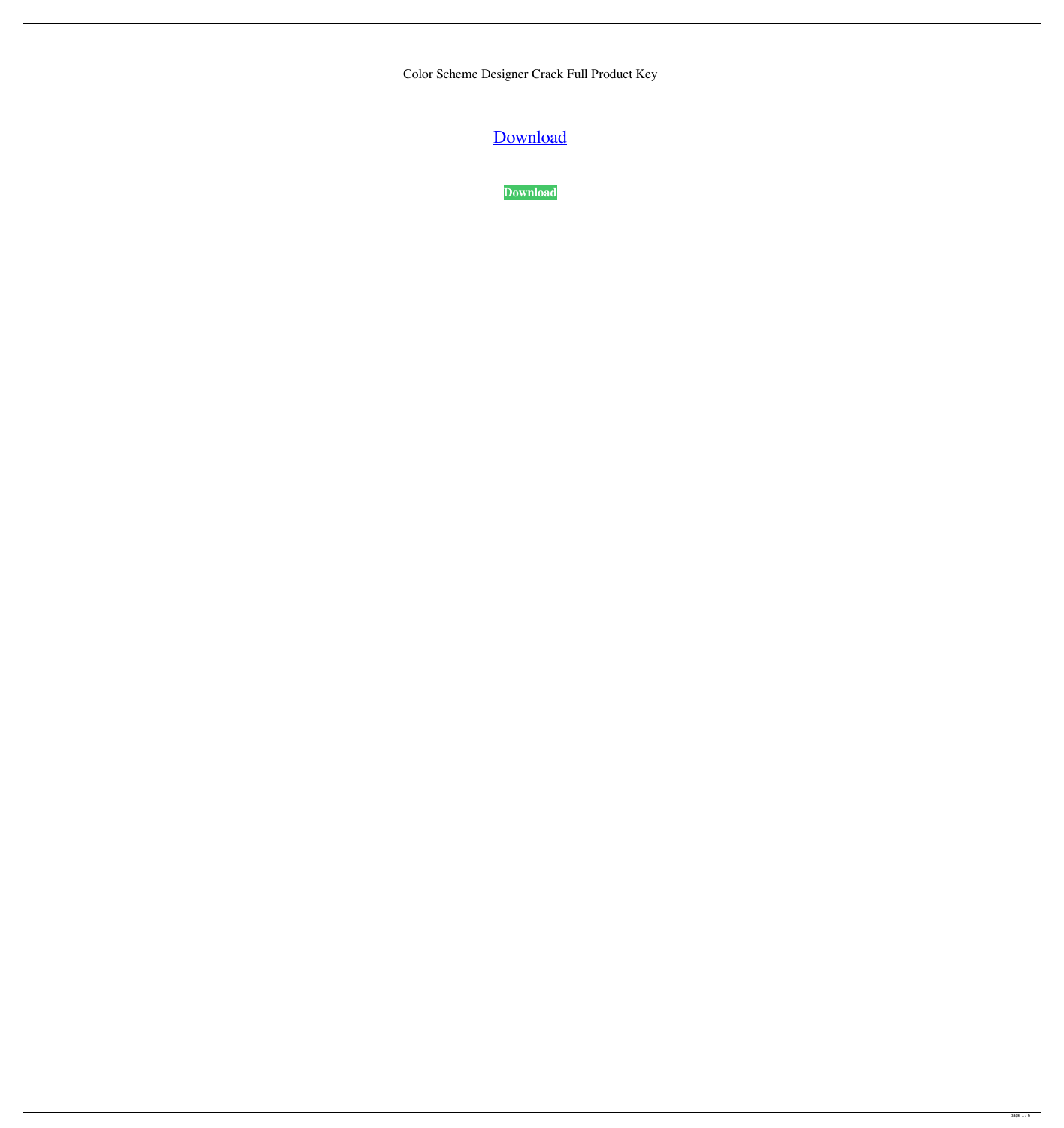Color Scheme Designer Crack Full Product Key

Download

**Download**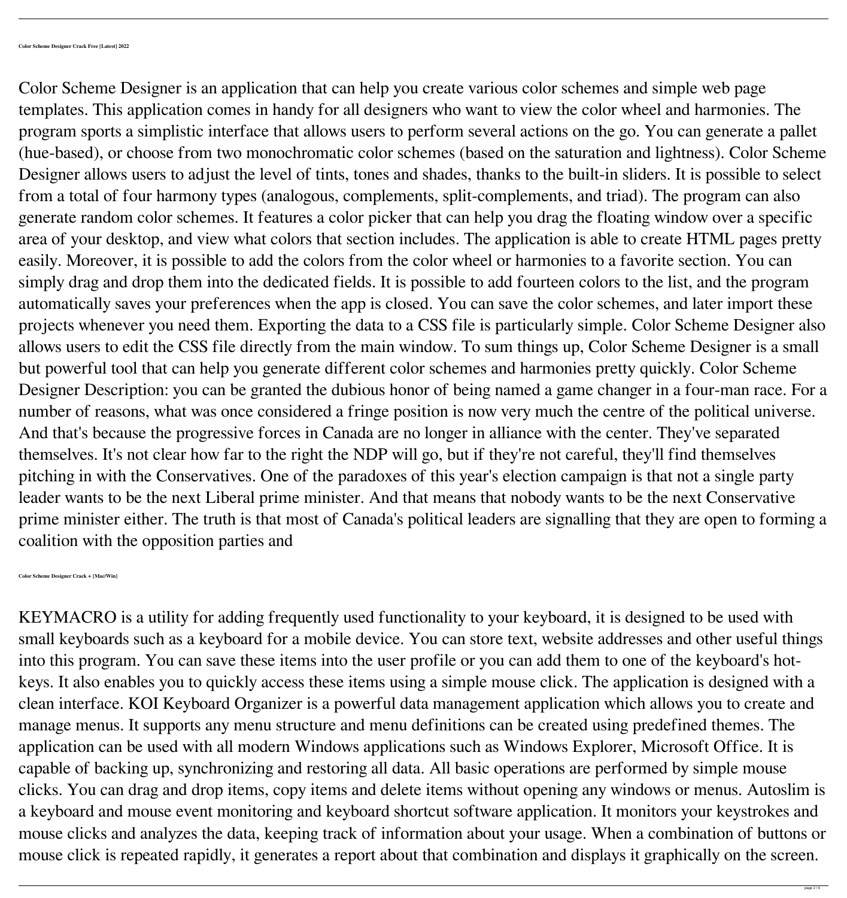**Color Scheme Designer Crack Free [Latest] 2022**

Color Scheme Designer is an application that can help you create various color schemes and simple web page templates. This application comes in handy for all designers who want to view the color wheel and harmonies. The program sports a simplistic interface that allows users to perform several actions on the go. You can generate a pallet (hue-based), or choose from two monochromatic color schemes (based on the saturation and lightness). Color Scheme Designer allows users to adjust the level of tints, tones and shades, thanks to the built-in sliders. It is possible to select from a total of four harmony types (analogous, complements, split-complements, and triad). The program can also generate random color schemes. It features a color picker that can help you drag the floating window over a specific area of your desktop, and view what colors that section includes. The application is able to create HTML pages pretty easily. Moreover, it is possible to add the colors from the color wheel or harmonies to a favorite section. You can simply drag and drop them into the dedicated fields. It is possible to add fourteen colors to the list, and the program automatically saves your preferences when the app is closed. You can save the color schemes, and later import these projects whenever you need them. Exporting the data to a CSS file is particularly simple. Color Scheme Designer also allows users to edit the CSS file directly from the main window. To sum things up, Color Scheme Designer is a small but powerful tool that can help you generate different color schemes and harmonies pretty quickly. Color Scheme Designer Description: you can be granted the dubious honor of being named a game changer in a four-man race. For a number of reasons, what was once considered a fringe position is now very much the centre of the political universe. And that's because the progressive forces in Canada are no longer in alliance with the center. They've separated themselves. It's not clear how far to the right the NDP will go, but if they're not careful, they'll find themselves pitching in with the Conservatives. One of the paradoxes of this year's election campaign is that not a single party leader wants to be the next Liberal prime minister. And that means that nobody wants to be the next Conservative prime minister either. The truth is that most of Canada's political leaders are signalling that they are open to forming a coalition with the opposition parties and

**Color Scheme Designer Crack + [Mac/Win]**

KEYMACRO is a utility for adding frequently used functionality to your keyboard, it is designed to be used with small keyboards such as a keyboard for a mobile device. You can store text, website addresses and other useful things into this program. You can save these items into the user profile or you can add them to one of the keyboard's hot-keys. It also enables you to quickly access these items using a simple mouse click. The application is designed with a clean interface. KOI Keyboard Organizer is a powerful data management application which allows you to create and manage menus. It supports any menu structure and menu definitions can be created using predefined themes. The application can be used with all modern Windows applications such as Windows Explorer, Microsoft Office. It is capable of backing up, synchronizing and restoring all data. All basic operations are performed by simple mouse clicks. You can drag and drop items, copy items and delete items without opening any windows or menus. Autoslim is a keyboard and mouse event monitoring and keyboard shortcut software application. It monitors your keystrokes and mouse clicks and analyzes the data, keeping track of information about your usage. When a combination of buttons or mouse click is repeated rapidly, it generates a report about that combination and displays it graphically on the screen.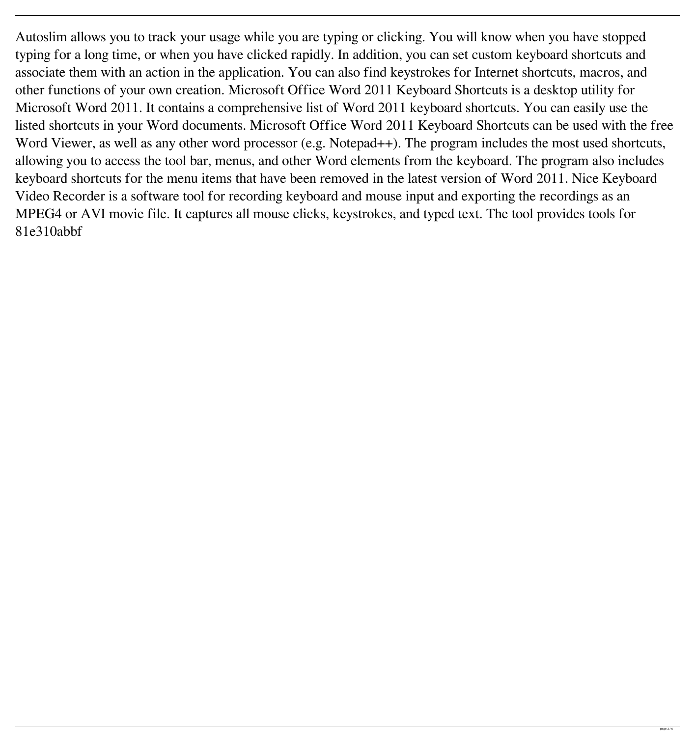Autoslim allows you to track your usage while you are typing or clicking. You will know when you have stopped typing for a long time, or when you have clicked rapidly. In addition, you can set custom keyboard shortcuts and associate them with an action in the application. You can also find keystrokes for Internet shortcuts, macros, and other functions of your own creation. Microsoft Office Word 2011 Keyboard Shortcuts is a desktop utility for Microsoft Word 2011. It contains a comprehensive list of Word 2011 keyboard shortcuts. You can easily use the listed shortcuts in your Word documents. Microsoft Office Word 2011 Keyboard Shortcuts can be used with the free Word Viewer, as well as any other word processor (e.g. Notepad++). The program includes the most used shortcuts, allowing you to access the tool bar, menus, and other Word elements from the keyboard. The program also includes keyboard shortcuts for the menu items that have been removed in the latest version of Word 2011. Nice Keyboard Video Recorder is a software tool for recording keyboard and mouse input and exporting the recordings as an MPEG4 or AVI movie file. It captures all mouse clicks, keystrokes, and typed text. The tool provides tools for 81e310abbf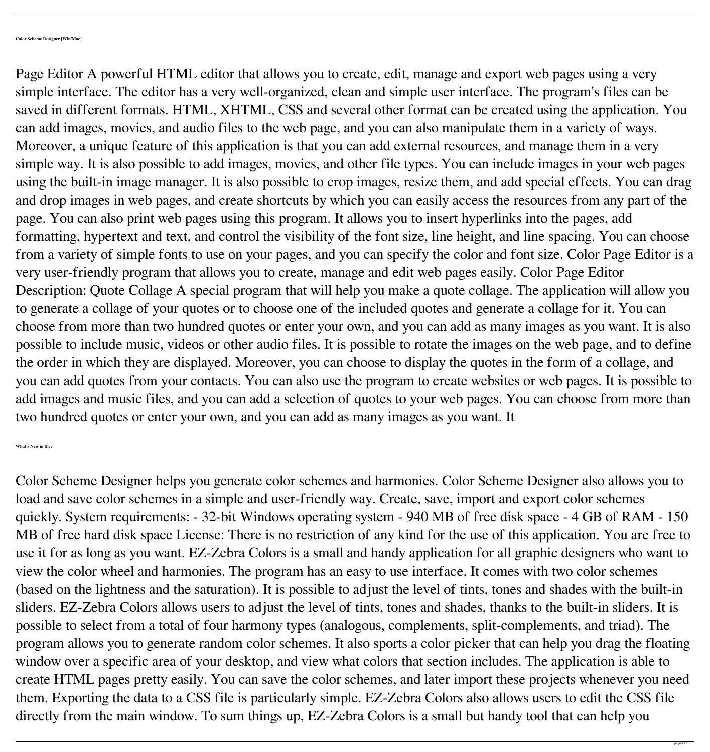#### Color Scheme Designer [Win/Mac]

Page Editor A powerful HTML editor that allows you to create, edit, manage and export web pages using a very simple interface. The editor has a very well-organized, clean and simple user interface. The program's files can be saved in different formats. HTML, XHTML, CSS and several other format can be created using the application. You can add images, movies, and audio files to the web page, and you can also manipulate them in a variety of ways. Moreover, a unique feature of this application is that you can add external resources, and manage them in a very simple way. It is also possible to add images, movies, and other file types. You can include images in your web pages using the built-in image manager. It is also possible to crop images, resize them, and add special effects. You can drag and drop images in web pages, and create shortcuts by which you can easily access the resources from any part of the page. You can also print web pages using this program. It allows you to insert hyperlinks into the pages, add formatting, hypertext and text, and control the visibility of the font size, line height, and line spacing. You can choose from a variety of simple fonts to use on your pages, and you can specify the color and font size. Color Page Editor is a very user-friendly program that allows you to create, manage and edit web pages easily. Color Page Editor Description: Quote Collage A special program that will help you make a quote collage. The application will allow you to generate a collage of your quotes or to choose one of the included quotes and generate a collage for it. You can choose from more than two hundred quotes or enter your own, and you can add as many images as you want. It is also possible to include music, videos or other audio files. It is possible to rotate the images on the web page, and to define the order in which they are displayed. Moreover, you can choose to display the quotes in the form of a collage, and you can add quotes from your contacts. You can also use the program to create websites or web pages. It is possible to add images and music files, and you can add a selection of quotes to your web pages. You can choose from more than two hundred quotes or enter your own, and you can add as many images as you want. It

#### What's New in the?

Color Scheme Designer helps you generate color schemes and harmonies. Color Scheme Designer also allows you to load and save color schemes in a simple and user-friendly way. Create, save, import and export color schemes quickly. System requirements: - 32-bit Windows operating system - 940 MB of free disk space - 4 GB of RAM - 150 MB of free hard disk space License: There is no restriction of any kind for the use of this application. You are free to use it for as long as you want. EZ-Zebra Colors is a small and handy application for all graphic designers who want to view the color wheel and harmonies. The program has an easy to use interface. It comes with two color schemes (based on the lightness and the saturation). It is possible to adjust the level of tints, tones and shades with the built-in sliders. EZ-Zebra Colors allows users to adjust the level of tints, tones and shades, thanks to the built-in sliders. It is possible to select from a total of four harmony types (analogous, complements, split-complements, and triad). The program allows you to generate random color schemes. It also sports a color picker that can help you drag the floating window over a specific area of your desktop, and view what colors that section includes. The application is able to create HTML pages pretty easily. You can save the color schemes, and later import these projects whenever you need them. Exporting the data to a CSS file is particularly simple. EZ-Zebra Colors also allows users to edit the CSS file directly from the main window. To sum things up, EZ-Zebra Colors is a small but handy tool that can help you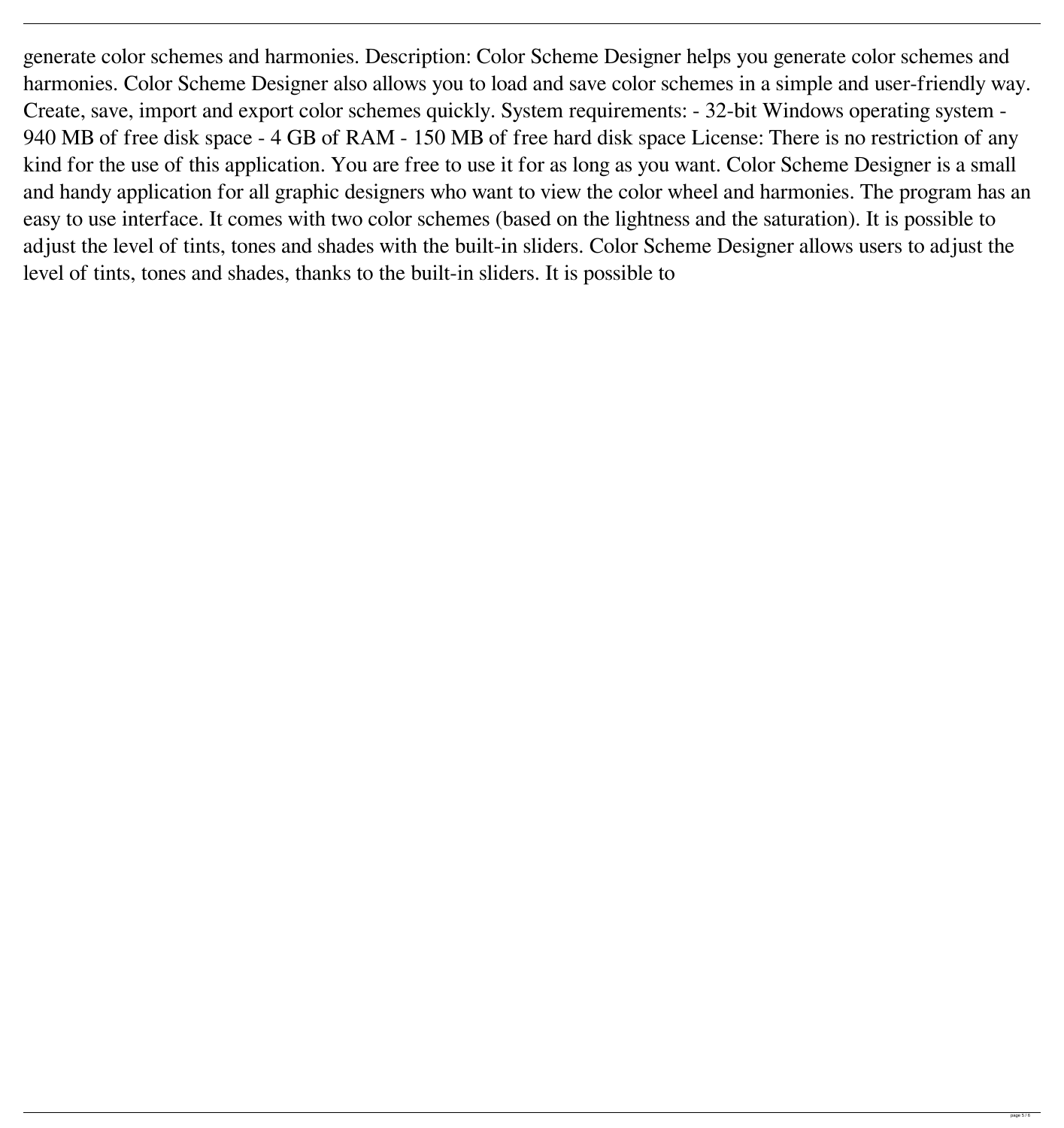generate color schemes and harmonies. Description: Color Scheme Designer helps you generate color schemes and harmonies. Color Scheme Designer also allows you to load and save color schemes in a simple and user-friendly way. Create, save, import and export color schemes quickly. System requirements: - 32-bit Windows operating system - 940 MB of free disk space - 4 GB of RAM - 150 MB of free hard disk space License: There is no restriction of any kind for the use of this application. You are free to use it for as long as you want. Color Scheme Designer is a small and handy application for all graphic designers who want to view the color wheel and harmonies. The program has an easy to use interface. It comes with two color schemes (based on the lightness and the saturation). It is possible to adjust the level of tints, tones and shades with the built-in sliders. Color Scheme Designer allows users to adjust the level of tints, tones and shades, thanks to the built-in sliders. It is possible to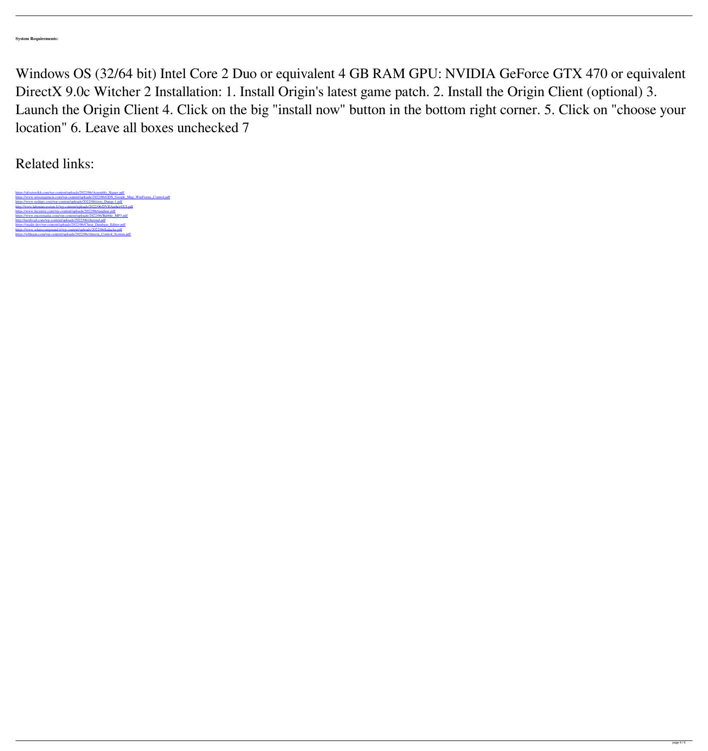**System Requirements:**

Windows OS (32/64 bit) Intel Core 2 Duo or equivalent 4 GB RAM GPU: NVIDIA GeForce GTX 470 or equivalent DirectX 9.0c Witcher 2 Installation: 1. Install Origin's latest game patch. 2. Install the Origin Client (optional) 3. Launch the Origin Client 4. Click on the big "install now" button in the bottom right corner. 5. Click on "choose your location" 6. Leave all boxes unchecked 7

Related links:

https://ufostorekh.com/wp-content/uploads/2022/06/Assembly_Signer.pdf
https://www.sensoragencia.com/wp-content/uploads/2022/06/GDS_Google_Map_WinForms_Control.pdf
https://www.reshipy.com/wp-content/uploads/2022/06/zero_Dump-1.pdf
https://www.labonnecession.fr/wp-content/uploads/2022/06/DVDAuthorGUI.pdf
https://www.lucistree.com/wp-content/uploads/2022/06/tanglaur.pdf
https://www.encremadas.com/wp-content/uploads/2022/06/Babble_MP3.pdf
http://medivail.com/wp-content/uploads/2022/06/elmynal.pdf
https://oualie.dev/wp-content/uploads/2022/06/Cheat_Database_Editor.pdf
https://www.solaiscompound.it/wp-content/uploads/2022/06/kalacha.pdf
https://wblogin.com/wp-content/uploads/2022/06/Almyta_Control_System.pdf